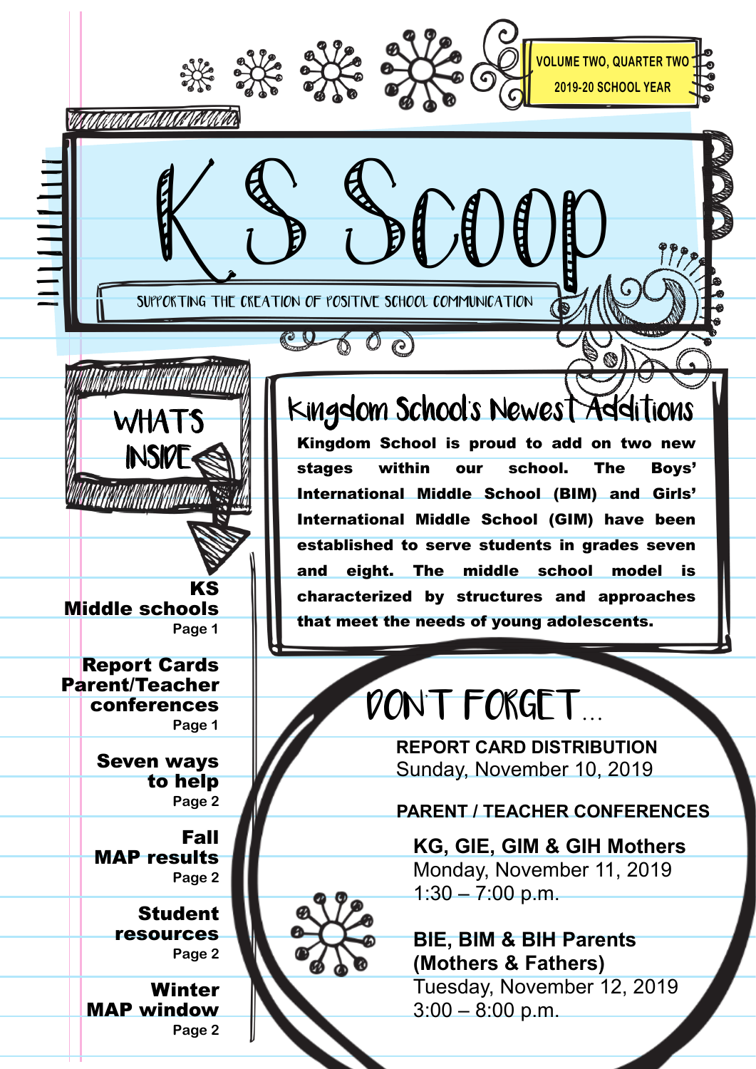VOLUME TWO, QUARTER TWO
2019-20 SCHOOL YEAR

# KS Scoop

SUPPORTING THE CREATION OF POSITIVE SCHOOL COMMUNICATION

## WHATS INSIDE

**KS Middle schools**
Page 1

**Report Cards Parent/Teacher conferences**
Page 1

**Seven ways to help**
Page 2

**Fall MAP results**
Page 2

**Student resources**
Page 2

**Winter MAP window**
Page 2

## Kingdom School's Newest Additions

**Kingdom School is proud to add on two new stages within our school. The Boys' International Middle School (BIM) and Girls' International Middle School (GIM) have been established to serve students in grades seven and eight. The middle school model is characterized by structures and approaches that meet the needs of young adolescents.**

## DONT FORGET...

**REPORT CARD DISTRIBUTION**
Sunday, November 10, 2019

**PARENT / TEACHER CONFERENCES**

**KG, GIE, GIM & GIH Mothers**
Monday, November 11, 2019
1:30 – 7:00 p.m.

**BIE, BIM & BIH Parents (Mothers & Fathers)**
Tuesday, November 12, 2019
3:00 – 8:00 p.m.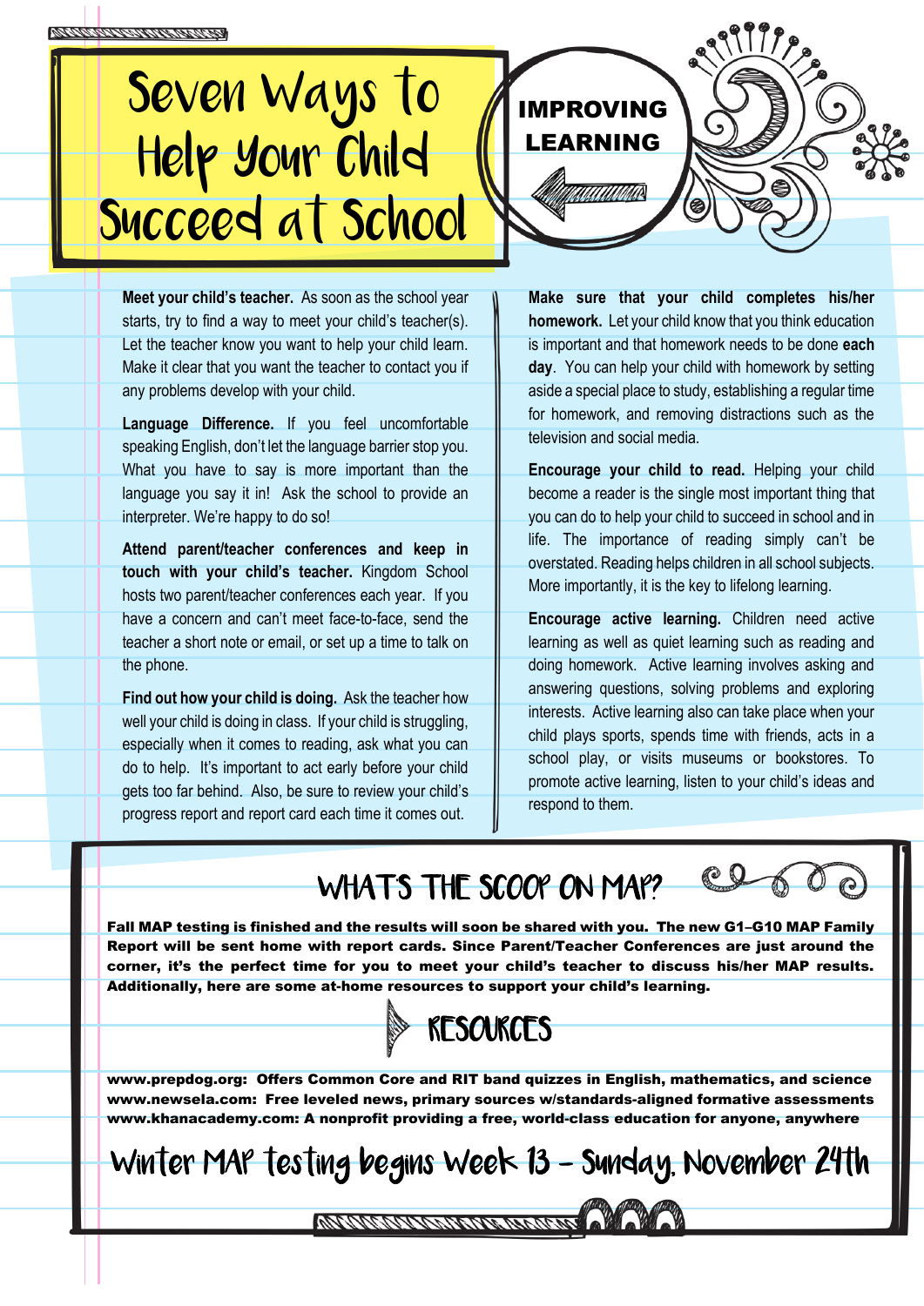# Seven Ways to Help Your Child Succeed at School

IMPROVING LEARNING

**Meet your child's teacher.** As soon as the school year starts, try to find a way to meet your child's teacher(s). Let the teacher know you want to help your child learn. Make it clear that you want the teacher to contact you if any problems develop with your child.

**Language Difference.** If you feel uncomfortable speaking English, don't let the language barrier stop you. What you have to say is more important than the language you say it in! Ask the school to provide an interpreter. We're happy to do so!

**Attend parent/teacher conferences and keep in touch with your child's teacher.** Kingdom School hosts two parent/teacher conferences each year. If you have a concern and can't meet face-to-face, send the teacher a short note or email, or set up a time to talk on the phone.

**Find out how your child is doing.** Ask the teacher how well your child is doing in class. If your child is struggling, especially when it comes to reading, ask what you can do to help. It's important to act early before your child gets too far behind. Also, be sure to review your child's progress report and report card each time it comes out.

**Make sure that your child completes his/her homework.** Let your child know that you think education is important and that homework needs to be done **each day**. You can help your child with homework by setting aside a special place to study, establishing a regular time for homework, and removing distractions such as the television and social media.

**Encourage your child to read.** Helping your child become a reader is the single most important thing that you can do to help your child to succeed in school and in life. The importance of reading simply can't be overstated. Reading helps children in all school subjects. More importantly, it is the key to lifelong learning.

**Encourage active learning.** Children need active learning as well as quiet learning such as reading and doing homework. Active learning involves asking and answering questions, solving problems and exploring interests. Active learning also can take place when your child plays sports, spends time with friends, acts in a school play, or visits museums or bookstores. To promote active learning, listen to your child's ideas and respond to them.

## WHAT'S THE SCOOP ON MAP?

**Fall MAP testing is finished and the results will soon be shared with you. The new G1–G10 MAP Family Report will be sent home with report cards. Since Parent/Teacher Conferences are just around the corner, it's the perfect time for you to meet your child's teacher to discuss his/her MAP results. Additionally, here are some at-home resources to support your child's learning.**

### RESOURCES

**www.prepdog.org: Offers Common Core and RIT band quizzes in English, mathematics, and science**
**www.newsela.com: Free leveled news, primary sources w/standards-aligned formative assessments**
**www.khanacademy.com: A nonprofit providing a free, world-class education for anyone, anywhere**

## Winter MAP testing begins Week 13 – Sunday, November 24th